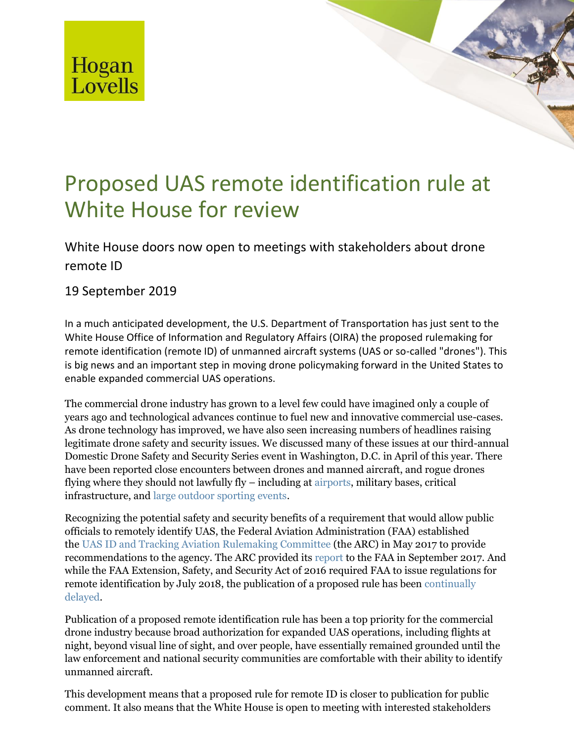Hogan Lovells

# Proposed UAS remote identification rule at White House for review

## White House doors now open to meetings with stakeholders about drone remote ID

19 September 2019

In a much anticipated development, the U.S. Department of Transportation has just sent to the White House Office of Information and Regulatory Affairs (OIRA) the proposed rulemaking for remote identification (remote ID) of unmanned aircraft systems (UAS or so-called "drones"). This is big news and an important step in moving drone policymaking forward in the United States to enable expanded commercial UAS operations.

The commercial drone industry has grown to a level few could have imagined only a couple of years ago and technological advances continue to fuel new and innovative commercial use-cases. As drone technology has improved, we have also seen increasing numbers of headlines raising legitimate drone safety and security issues. We discussed many of these issues at our third-annual Domestic Drone Safety and Security Series event in Washington, D.C. in April of this year. There have been reported close encounters between drones and manned aircraft, and rogue drones flying where they should not lawfully fly – including at airports, military bases, critical infrastructure, and large outdoor sporting events.

Recognizing the potential safety and security benefits of a requirement that would allow public officials to remotely identify UAS, the Federal Aviation Administration (FAA) established the UAS ID and Tracking Aviation Rulemaking Committee (the ARC) in May 2017 to provide recommendations to the agency. The ARC provided its report to the FAA in September 2017. And while the FAA Extension, Safety, and Security Act of 2016 required FAA to issue regulations for remote identification by July 2018, the publication of a proposed rule has been continually delayed.

Publication of a proposed remote identification rule has been a top priority for the commercial drone industry because broad authorization for expanded UAS operations, including flights at night, beyond visual line of sight, and over people, have essentially remained grounded until the law enforcement and national security communities are comfortable with their ability to identify unmanned aircraft.

This development means that a proposed rule for remote ID is closer to publication for public comment. It also means that the White House is open to meeting with interested stakeholders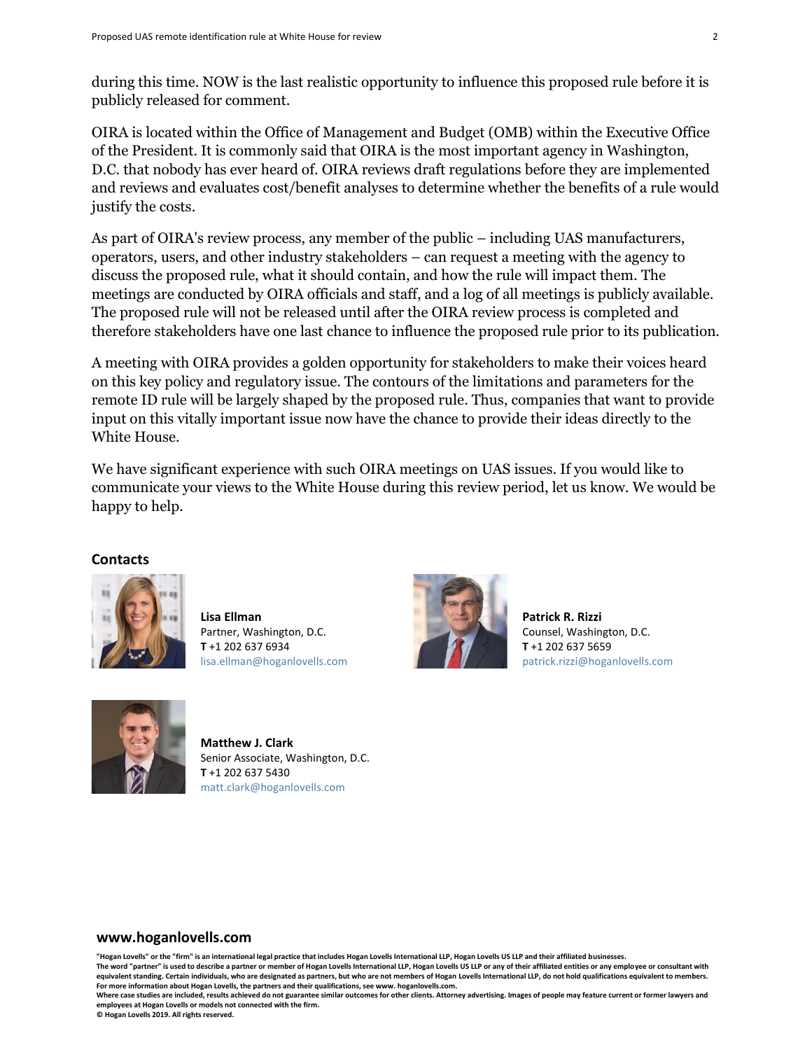during this time. NOW is the last realistic opportunity to influence this proposed rule before it is publicly released for comment.

OIRA is located within the Office of Management and Budget (OMB) within the Executive Office of the President. It is commonly said that OIRA is the most important agency in Washington, D.C. that nobody has ever heard of. OIRA reviews draft regulations before they are implemented and reviews and evaluates cost/benefit analyses to determine whether the benefits of a rule would justify the costs.

As part of OIRA's review process, any member of the public – including UAS manufacturers, operators, users, and other industry stakeholders – can request a meeting with the agency to discuss the proposed rule, what it should contain, and how the rule will impact them. The meetings are conducted by OIRA officials and staff, and a log of all meetings is publicly available. The proposed rule will not be released until after the OIRA review process is completed and therefore stakeholders have one last chance to influence the proposed rule prior to its publication.

A meeting with OIRA provides a golden opportunity for stakeholders to make their voices heard on this key policy and regulatory issue. The contours of the limitations and parameters for the remote ID rule will be largely shaped by the proposed rule. Thus, companies that want to provide input on this vitally important issue now have the chance to provide their ideas directly to the White House.

We have significant experience with such OIRA meetings on UAS issues. If you would like to communicate your views to the White House during this review period, let us know. We would be happy to help.

## Contacts

**Lisa Ellman**
Partner, Washington, D.C.
**T** +1 202 637 6934
lisa.ellman@hoganlovells.com

**Patrick R. Rizzi**
Counsel, Washington, D.C.
**T** +1 202 637 5659
patrick.rizzi@hoganlovells.com

**Matthew J. Clark**
Senior Associate, Washington, D.C.
**T** +1 202 637 5430
matt.clark@hoganlovells.com

**www.hoganlovells.com**

"Hogan Lovells" or the "firm" is an international legal practice that includes Hogan Lovells International LLP, Hogan Lovells US LLP and their affiliated businesses.
The word "partner" is used to describe a partner or member of Hogan Lovells International LLP, Hogan Lovells US LLP or any of their affiliated entities or any employee or consultant with equivalent standing. Certain individuals, who are designated as partners, but who are not members of Hogan Lovells International LLP, do not hold qualifications equivalent to members.
For more information about Hogan Lovells, the partners and their qualifications, see www. hoganlovells.com.
Where case studies are included, results achieved do not guarantee similar outcomes for other clients. Attorney advertising. Images of people may feature current or former lawyers and employees at Hogan Lovells or models not connected with the firm.
© Hogan Lovells 2019. All rights reserved.